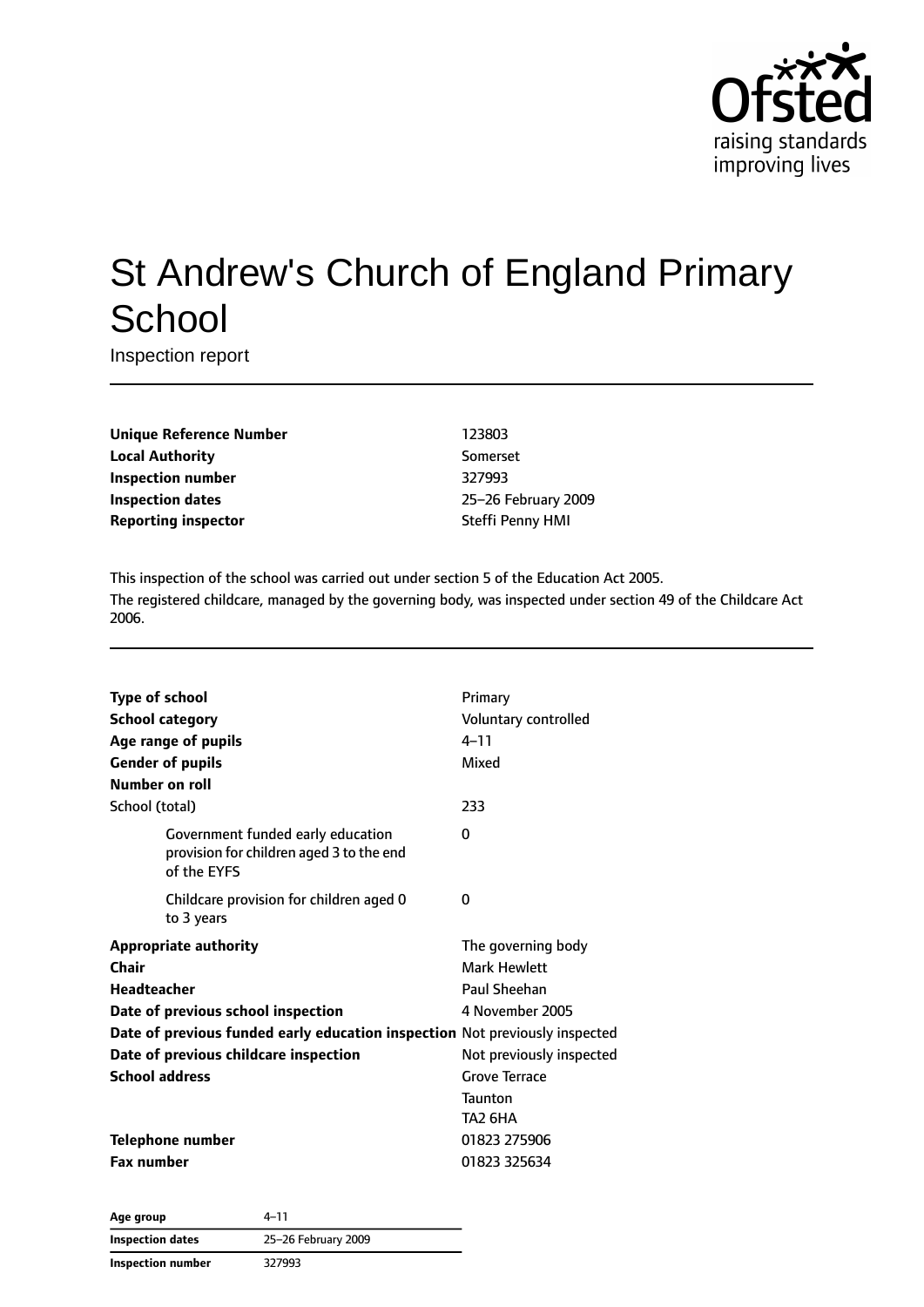# St Andrew's Church of England Primary School

Inspection report

| | |
|---|---|
| **Unique Reference Number** | 123803 |
| **Local Authority** | Somerset |
| **Inspection number** | 327993 |
| **Inspection dates** | 25–26 February 2009 |
| **Reporting inspector** | Steffi Penny HMI |

This inspection of the school was carried out under section 5 of the Education Act 2005.

The registered childcare, managed by the governing body, was inspected under section 49 of the Childcare Act 2006.

| | |
|---|---|
| **Type of school** | Primary |
| **School category** | Voluntary controlled |
| **Age range of pupils** | 4–11 |
| **Gender of pupils** | Mixed |
| **Number on roll** | |
| School (total) | 233 |
| Government funded early education provision for children aged 3 to the end of the EYFS | 0 |
| Childcare provision for children aged 0 to 3 years | 0 |
| **Appropriate authority** | The governing body |
| **Chair** | Mark Hewlett |
| **Headteacher** | Paul Sheehan |
| **Date of previous school inspection** | 4 November 2005 |
| **Date of previous funded early education inspection** | Not previously inspected |
| **Date of previous childcare inspection** | Not previously inspected |
| **School address** | Grove Terrace<br>Taunton<br>TA2 6HA |
| **Telephone number** | 01823 275906 |
| **Fax number** | 01823 325634 |

| | |
|---|---|
| **Age group** | 4–11 |
| **Inspection dates** | 25–26 February 2009 |
| **Inspection number** | 327993 |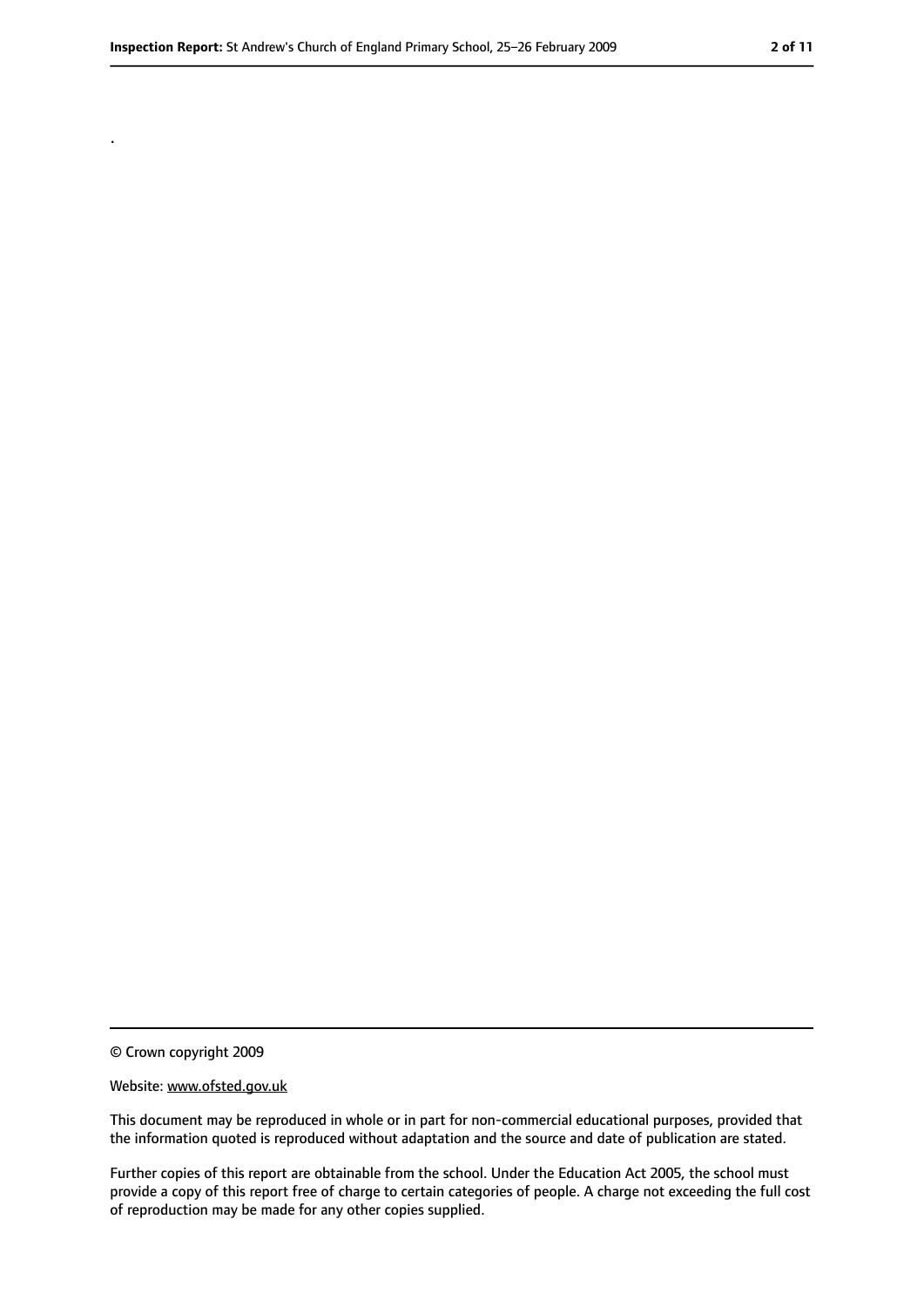.

© Crown copyright 2009

Website: www.ofsted.gov.uk

This document may be reproduced in whole or in part for non-commercial educational purposes, provided that the information quoted is reproduced without adaptation and the source and date of publication are stated.

Further copies of this report are obtainable from the school. Under the Education Act 2005, the school must provide a copy of this report free of charge to certain categories of people. A charge not exceeding the full cost of reproduction may be made for any other copies supplied.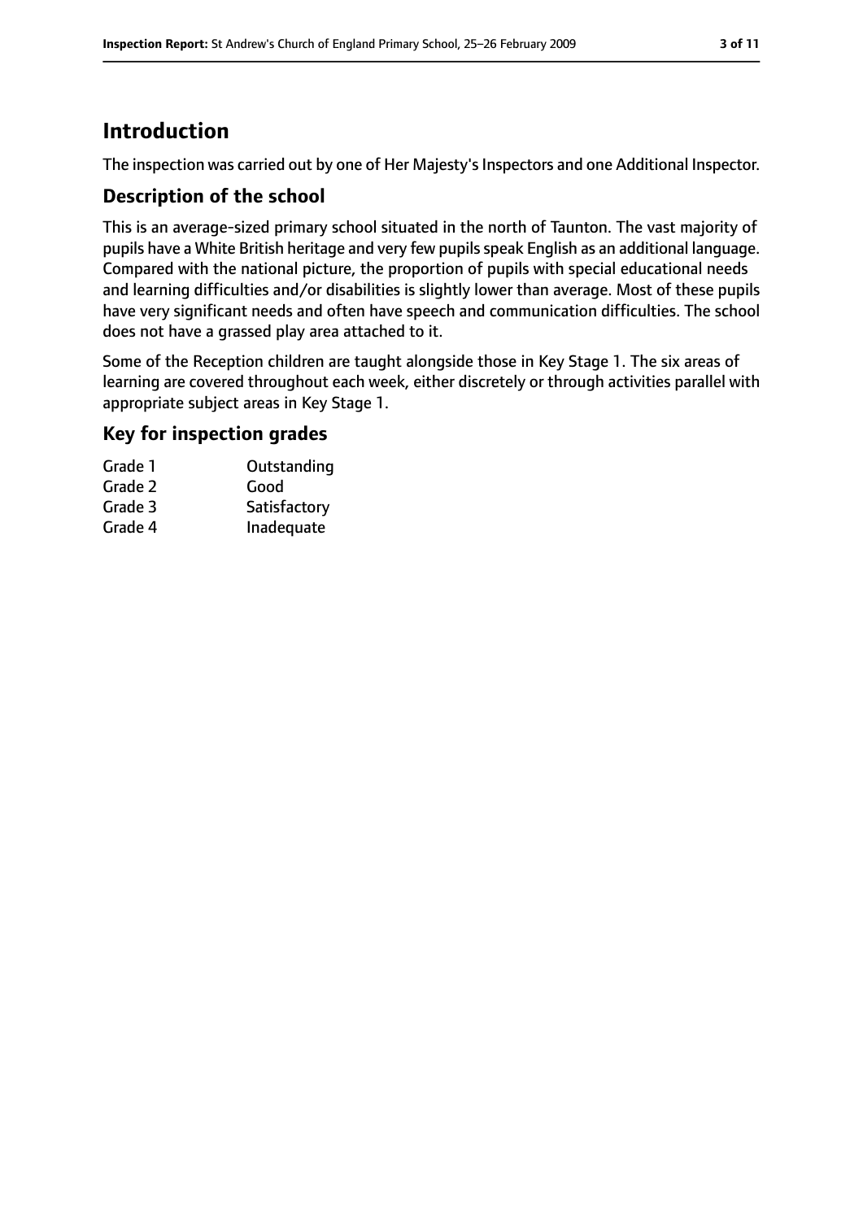# Introduction

The inspection was carried out by one of Her Majesty's Inspectors and one Additional Inspector.

## Description of the school

This is an average-sized primary school situated in the north of Taunton. The vast majority of pupils have a White British heritage and very few pupils speak English as an additional language. Compared with the national picture, the proportion of pupils with special educational needs and learning difficulties and/or disabilities is slightly lower than average. Most of these pupils have very significant needs and often have speech and communication difficulties. The school does not have a grassed play area attached to it.

Some of the Reception children are taught alongside those in Key Stage 1. The six areas of learning are covered throughout each week, either discretely or through activities parallel with appropriate subject areas in Key Stage 1.

## Key for inspection grades

| | |
|---|---|
| Grade 1 | Outstanding |
| Grade 2 | Good |
| Grade 3 | Satisfactory |
| Grade 4 | Inadequate |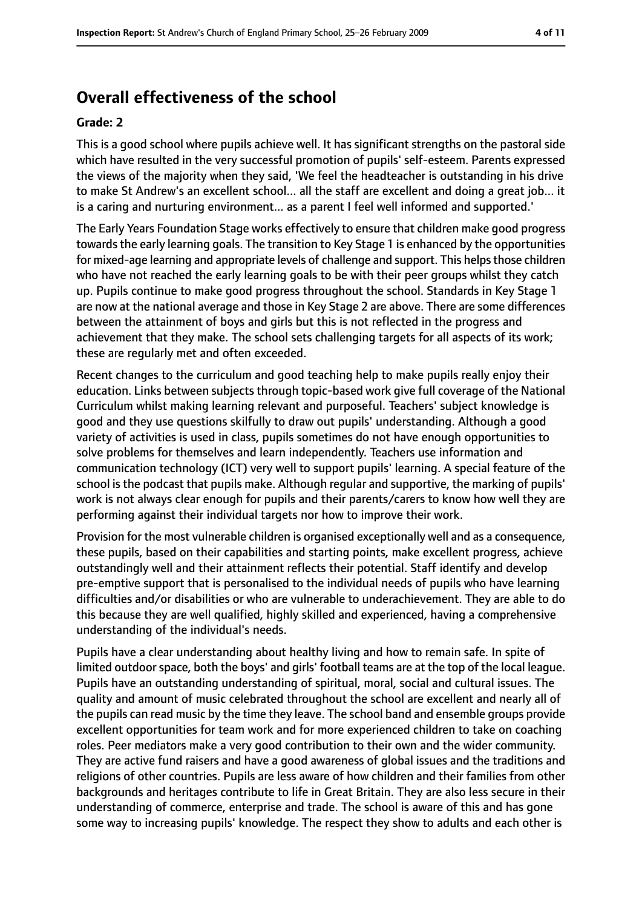## Overall effectiveness of the school

### Grade: 2

This is a good school where pupils achieve well. It has significant strengths on the pastoral side which have resulted in the very successful promotion of pupils' self-esteem. Parents expressed the views of the majority when they said, 'We feel the headteacher is outstanding in his drive to make St Andrew's an excellent school... all the staff are excellent and doing a great job... it is a caring and nurturing environment... as a parent I feel well informed and supported.'

The Early Years Foundation Stage works effectively to ensure that children make good progress towards the early learning goals. The transition to Key Stage 1 is enhanced by the opportunities for mixed-age learning and appropriate levels of challenge and support. This helps those children who have not reached the early learning goals to be with their peer groups whilst they catch up. Pupils continue to make good progress throughout the school. Standards in Key Stage 1 are now at the national average and those in Key Stage 2 are above. There are some differences between the attainment of boys and girls but this is not reflected in the progress and achievement that they make. The school sets challenging targets for all aspects of its work; these are regularly met and often exceeded.

Recent changes to the curriculum and good teaching help to make pupils really enjoy their education. Links between subjects through topic-based work give full coverage of the National Curriculum whilst making learning relevant and purposeful. Teachers' subject knowledge is good and they use questions skilfully to draw out pupils' understanding. Although a good variety of activities is used in class, pupils sometimes do not have enough opportunities to solve problems for themselves and learn independently. Teachers use information and communication technology (ICT) very well to support pupils' learning. A special feature of the school is the podcast that pupils make. Although regular and supportive, the marking of pupils' work is not always clear enough for pupils and their parents/carers to know how well they are performing against their individual targets nor how to improve their work.

Provision for the most vulnerable children is organised exceptionally well and as a consequence, these pupils, based on their capabilities and starting points, make excellent progress, achieve outstandingly well and their attainment reflects their potential. Staff identify and develop pre-emptive support that is personalised to the individual needs of pupils who have learning difficulties and/or disabilities or who are vulnerable to underachievement. They are able to do this because they are well qualified, highly skilled and experienced, having a comprehensive understanding of the individual's needs.

Pupils have a clear understanding about healthy living and how to remain safe. In spite of limited outdoor space, both the boys' and girls' football teams are at the top of the local league. Pupils have an outstanding understanding of spiritual, moral, social and cultural issues. The quality and amount of music celebrated throughout the school are excellent and nearly all of the pupils can read music by the time they leave. The school band and ensemble groups provide excellent opportunities for team work and for more experienced children to take on coaching roles. Peer mediators make a very good contribution to their own and the wider community. They are active fund raisers and have a good awareness of global issues and the traditions and religions of other countries. Pupils are less aware of how children and their families from other backgrounds and heritages contribute to life in Great Britain. They are also less secure in their understanding of commerce, enterprise and trade. The school is aware of this and has gone some way to increasing pupils' knowledge. The respect they show to adults and each other is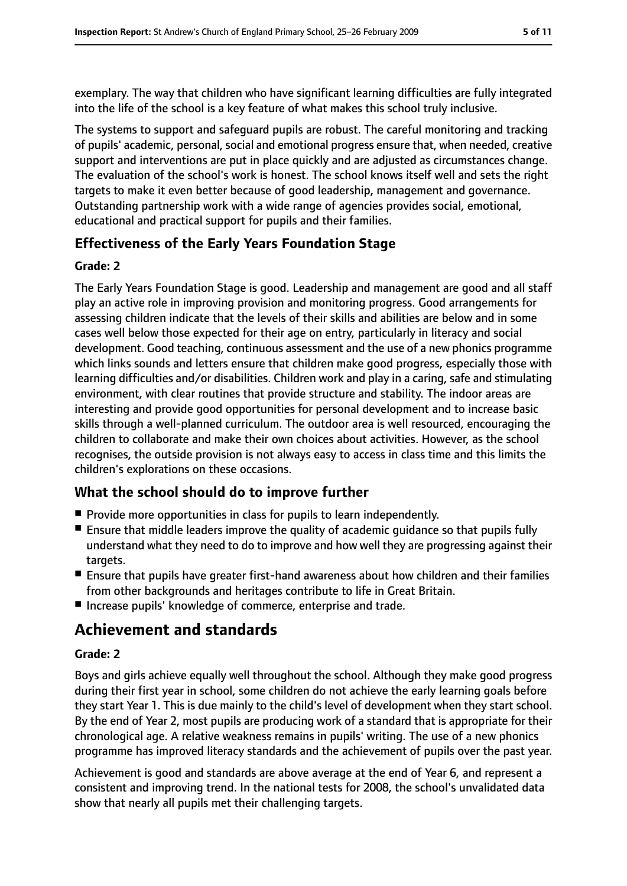exemplary. The way that children who have significant learning difficulties are fully integrated into the life of the school is a key feature of what makes this school truly inclusive.

The systems to support and safeguard pupils are robust. The careful monitoring and tracking of pupils' academic, personal, social and emotional progress ensure that, when needed, creative support and interventions are put in place quickly and are adjusted as circumstances change. The evaluation of the school's work is honest. The school knows itself well and sets the right targets to make it even better because of good leadership, management and governance. Outstanding partnership work with a wide range of agencies provides social, emotional, educational and practical support for pupils and their families.

### Effectiveness of the Early Years Foundation Stage

#### Grade: 2

The Early Years Foundation Stage is good. Leadership and management are good and all staff play an active role in improving provision and monitoring progress. Good arrangements for assessing children indicate that the levels of their skills and abilities are below and in some cases well below those expected for their age on entry, particularly in literacy and social development. Good teaching, continuous assessment and the use of a new phonics programme which links sounds and letters ensure that children make good progress, especially those with learning difficulties and/or disabilities. Children work and play in a caring, safe and stimulating environment, with clear routines that provide structure and stability. The indoor areas are interesting and provide good opportunities for personal development and to increase basic skills through a well-planned curriculum. The outdoor area is well resourced, encouraging the children to collaborate and make their own choices about activities. However, as the school recognises, the outside provision is not always easy to access in class time and this limits the children's explorations on these occasions.

### What the school should do to improve further

- Provide more opportunities in class for pupils to learn independently.
- Ensure that middle leaders improve the quality of academic guidance so that pupils fully understand what they need to do to improve and how well they are progressing against their targets.
- Ensure that pupils have greater first-hand awareness about how children and their families from other backgrounds and heritages contribute to life in Great Britain.
- Increase pupils' knowledge of commerce, enterprise and trade.

## Achievement and standards

#### Grade: 2

Boys and girls achieve equally well throughout the school. Although they make good progress during their first year in school, some children do not achieve the early learning goals before they start Year 1. This is due mainly to the child's level of development when they start school. By the end of Year 2, most pupils are producing work of a standard that is appropriate for their chronological age. A relative weakness remains in pupils' writing. The use of a new phonics programme has improved literacy standards and the achievement of pupils over the past year.

Achievement is good and standards are above average at the end of Year 6, and represent a consistent and improving trend. In the national tests for 2008, the school's unvalidated data show that nearly all pupils met their challenging targets.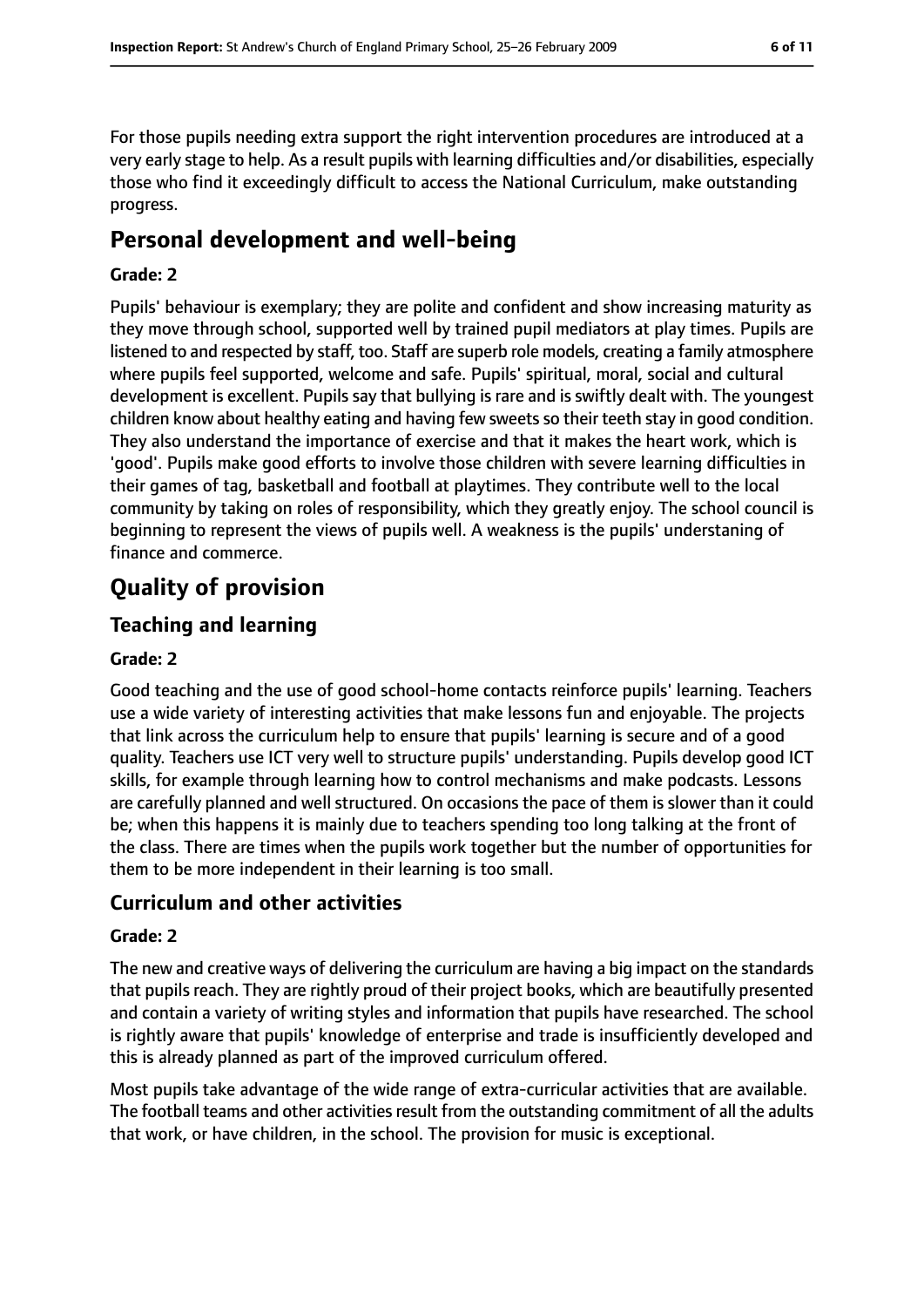For those pupils needing extra support the right intervention procedures are introduced at a very early stage to help. As a result pupils with learning difficulties and/or disabilities, especially those who find it exceedingly difficult to access the National Curriculum, make outstanding progress.

## Personal development and well-being

### Grade: 2

Pupils' behaviour is exemplary; they are polite and confident and show increasing maturity as they move through school, supported well by trained pupil mediators at play times. Pupils are listened to and respected by staff, too. Staff are superb role models, creating a family atmosphere where pupils feel supported, welcome and safe. Pupils' spiritual, moral, social and cultural development is excellent. Pupils say that bullying is rare and is swiftly dealt with. The youngest children know about healthy eating and having few sweets so their teeth stay in good condition. They also understand the importance of exercise and that it makes the heart work, which is 'good'. Pupils make good efforts to involve those children with severe learning difficulties in their games of tag, basketball and football at playtimes. They contribute well to the local community by taking on roles of responsibility, which they greatly enjoy. The school council is beginning to represent the views of pupils well. A weakness is the pupils' understaning of finance and commerce.

# Quality of provision

## Teaching and learning

### Grade: 2

Good teaching and the use of good school-home contacts reinforce pupils' learning. Teachers use a wide variety of interesting activities that make lessons fun and enjoyable. The projects that link across the curriculum help to ensure that pupils' learning is secure and of a good quality. Teachers use ICT very well to structure pupils' understanding. Pupils develop good ICT skills, for example through learning how to control mechanisms and make podcasts. Lessons are carefully planned and well structured. On occasions the pace of them is slower than it could be; when this happens it is mainly due to teachers spending too long talking at the front of the class. There are times when the pupils work together but the number of opportunities for them to be more independent in their learning is too small.

## Curriculum and other activities

### Grade: 2

The new and creative ways of delivering the curriculum are having a big impact on the standards that pupils reach. They are rightly proud of their project books, which are beautifully presented and contain a variety of writing styles and information that pupils have researched. The school is rightly aware that pupils' knowledge of enterprise and trade is insufficiently developed and this is already planned as part of the improved curriculum offered.

Most pupils take advantage of the wide range of extra-curricular activities that are available. The football teams and other activities result from the outstanding commitment of all the adults that work, or have children, in the school. The provision for music is exceptional.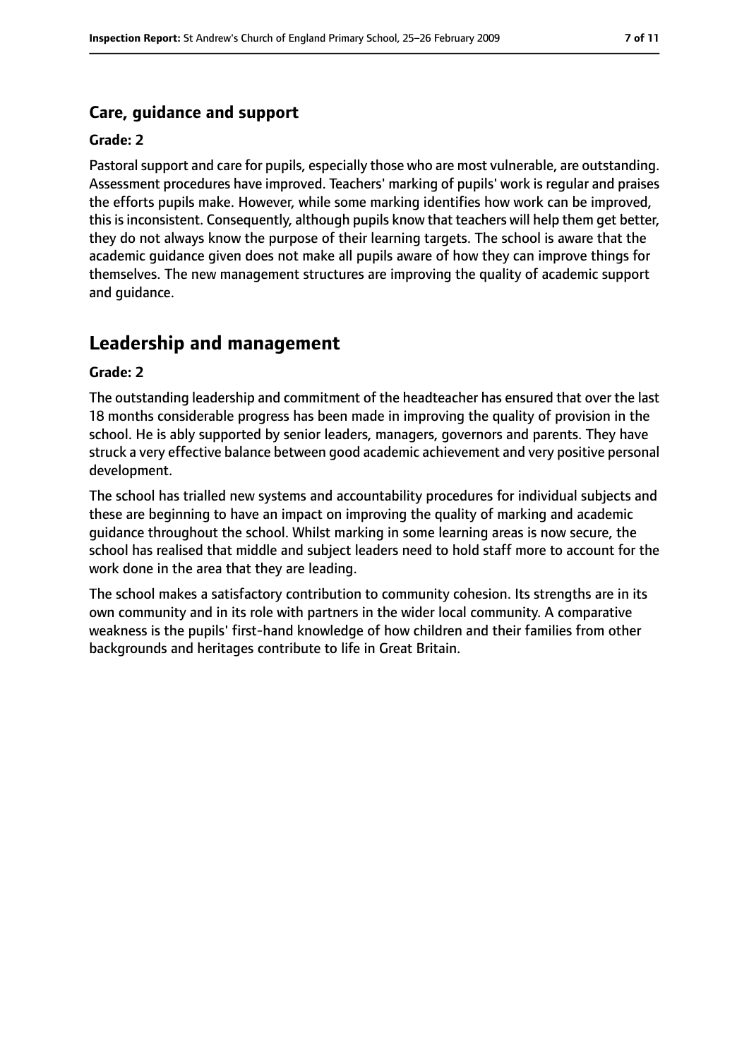### Care, guidance and support

**Grade: 2**

Pastoral support and care for pupils, especially those who are most vulnerable, are outstanding. Assessment procedures have improved. Teachers' marking of pupils' work is regular and praises the efforts pupils make. However, while some marking identifies how work can be improved, this is inconsistent. Consequently, although pupils know that teachers will help them get better, they do not always know the purpose of their learning targets. The school is aware that the academic guidance given does not make all pupils aware of how they can improve things for themselves. The new management structures are improving the quality of academic support and guidance.

## Leadership and management

**Grade: 2**

The outstanding leadership and commitment of the headteacher has ensured that over the last 18 months considerable progress has been made in improving the quality of provision in the school. He is ably supported by senior leaders, managers, governors and parents. They have struck a very effective balance between good academic achievement and very positive personal development.

The school has trialled new systems and accountability procedures for individual subjects and these are beginning to have an impact on improving the quality of marking and academic guidance throughout the school. Whilst marking in some learning areas is now secure, the school has realised that middle and subject leaders need to hold staff more to account for the work done in the area that they are leading.

The school makes a satisfactory contribution to community cohesion. Its strengths are in its own community and in its role with partners in the wider local community. A comparative weakness is the pupils' first-hand knowledge of how children and their families from other backgrounds and heritages contribute to life in Great Britain.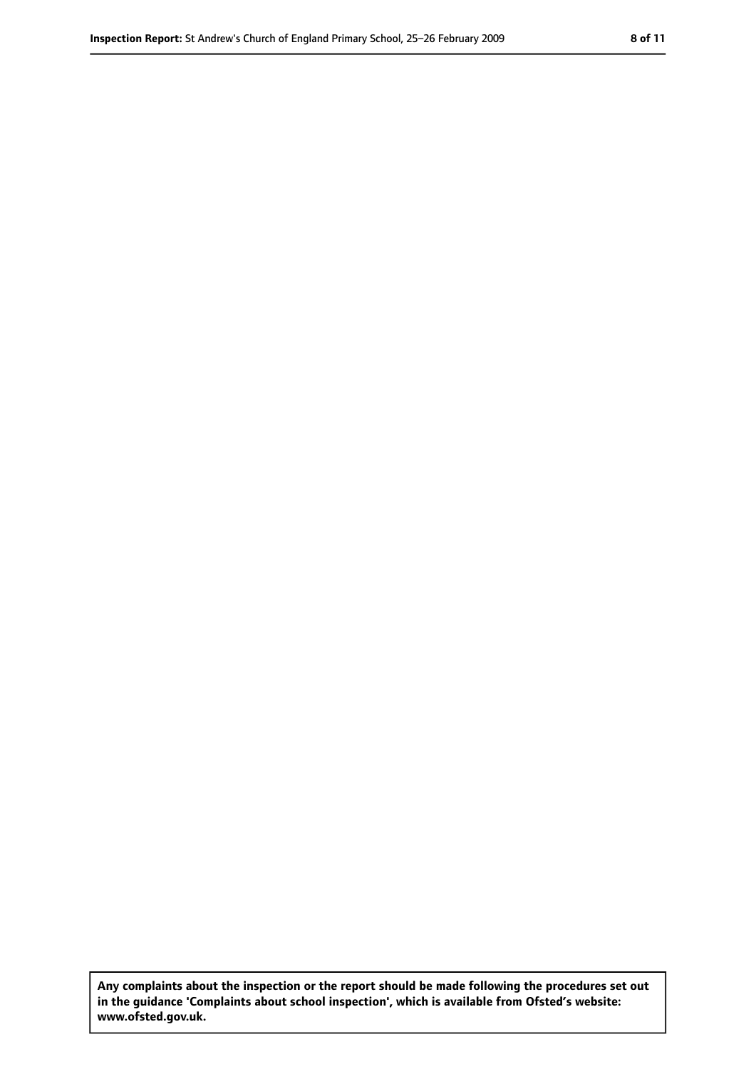**Any complaints about the inspection or the report should be made following the procedures set out in the guidance 'Complaints about school inspection', which is available from Ofsted's website: www.ofsted.gov.uk.**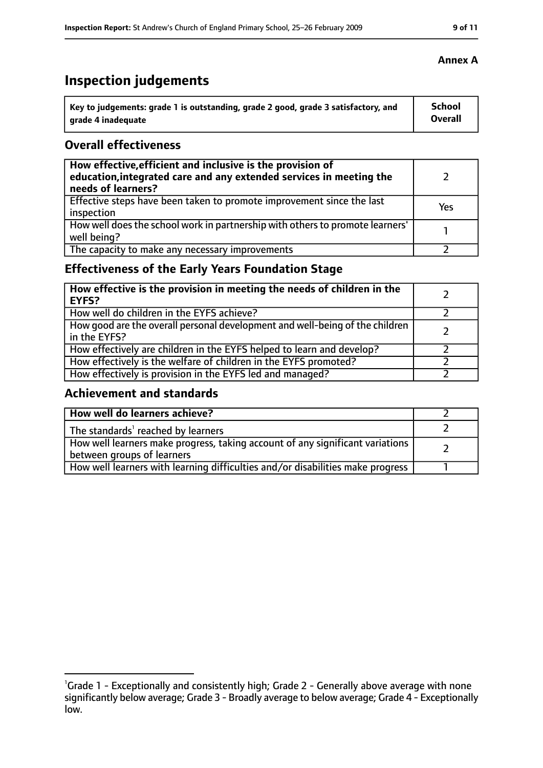**Annex A**

# Inspection judgements

| Key to judgements: grade 1 is outstanding, grade 2 good, grade 3 satisfactory, and grade 4 inadequate | School Overall |
|---|---|

## Overall effectiveness

| | |
|---|---|
| **How effective, efficient and inclusive is the provision of education, integrated care and any extended services in meeting the needs of learners?** | 2 |
| Effective steps have been taken to promote improvement since the last inspection | Yes |
| How well does the school work in partnership with others to promote learners' well being? | 1 |
| The capacity to make any necessary improvements | 2 |

## Effectiveness of the Early Years Foundation Stage

| | |
|---|---|
| **How effective is the provision in meeting the needs of children in the EYFS?** | 2 |
| How well do children in the EYFS achieve? | 2 |
| How good are the overall personal development and well-being of the children in the EYFS? | 2 |
| How effectively are children in the EYFS helped to learn and develop? | 2 |
| How effectively is the welfare of children in the EYFS promoted? | 2 |
| How effectively is provision in the EYFS led and managed? | 2 |

## Achievement and standards

| | |
|---|---|
| **How well do learners achieve?** | 2 |
| The standards[1] reached by learners | 2 |
| How well learners make progress, taking account of any significant variations between groups of learners | 2 |
| How well learners with learning difficulties and/or disabilities make progress | 1 |

[1]Grade 1 - Exceptionally and consistently high; Grade 2 - Generally above average with none significantly below average; Grade 3 - Broadly average to below average; Grade 4 - Exceptionally low.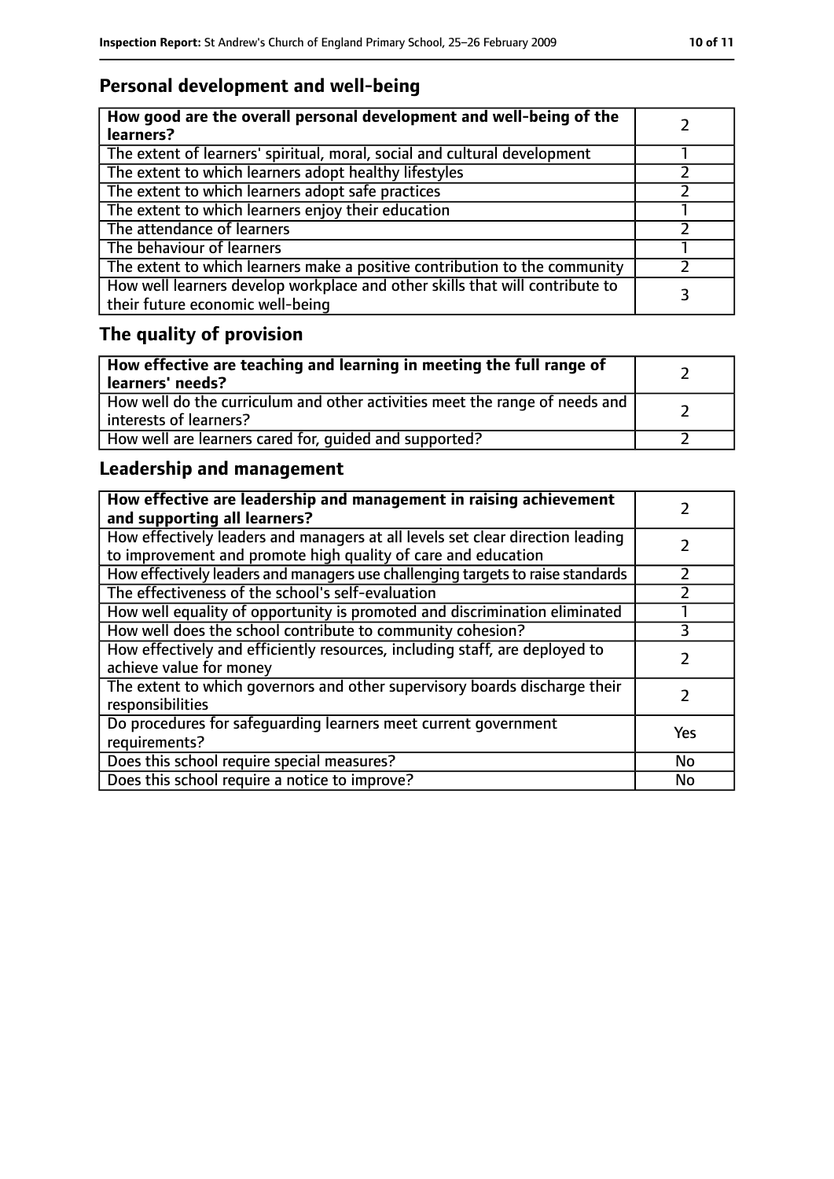## Personal development and well-being

| **How good are the overall personal development and well-being of the learners?** | 2 |
|---|---|
| The extent of learners' spiritual, moral, social and cultural development | 1 |
| The extent to which learners adopt healthy lifestyles | 2 |
| The extent to which learners adopt safe practices | 2 |
| The extent to which learners enjoy their education | 1 |
| The attendance of learners | 2 |
| The behaviour of learners | 1 |
| The extent to which learners make a positive contribution to the community | 2 |
| How well learners develop workplace and other skills that will contribute to their future economic well-being | 3 |

## The quality of provision

| **How effective are teaching and learning in meeting the full range of learners' needs?** | 2 |
|---|---|
| How well do the curriculum and other activities meet the range of needs and interests of learners? | 2 |
| How well are learners cared for, guided and supported? | 2 |

## Leadership and management

| **How effective are leadership and management in raising achievement and supporting all learners?** | 2 |
|---|---|
| How effectively leaders and managers at all levels set clear direction leading to improvement and promote high quality of care and education | 2 |
| How effectively leaders and managers use challenging targets to raise standards | 2 |
| The effectiveness of the school's self-evaluation | 2 |
| How well equality of opportunity is promoted and discrimination eliminated | 1 |
| How well does the school contribute to community cohesion? | 3 |
| How effectively and efficiently resources, including staff, are deployed to achieve value for money | 2 |
| The extent to which governors and other supervisory boards discharge their responsibilities | 2 |
| Do procedures for safeguarding learners meet current government requirements? | Yes |
| Does this school require special measures? | No |
| Does this school require a notice to improve? | No |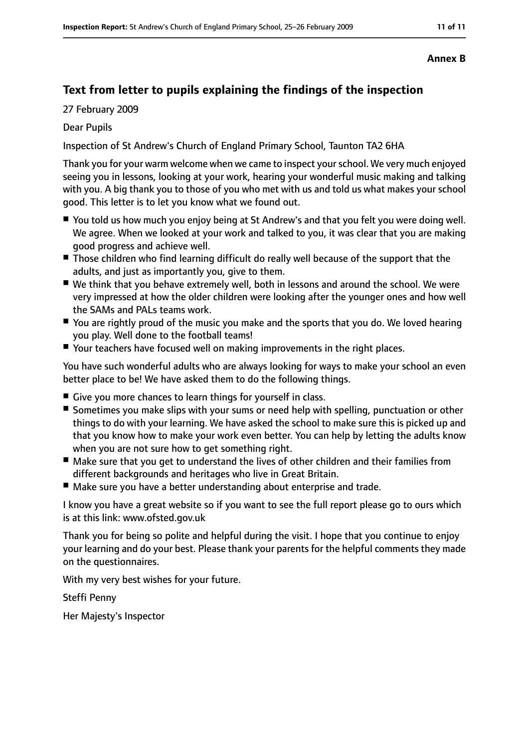**Annex B**

## Text from letter to pupils explaining the findings of the inspection

27 February 2009

Dear Pupils

Inspection of St Andrew's Church of England Primary School, Taunton TA2 6HA

Thank you for your warm welcome when we came to inspect your school. We very much enjoyed seeing you in lessons, looking at your work, hearing your wonderful music making and talking with you. A big thank you to those of you who met with us and told us what makes your school good. This letter is to let you know what we found out.

- You told us how much you enjoy being at St Andrew's and that you felt you were doing well. We agree. When we looked at your work and talked to you, it was clear that you are making good progress and achieve well.
- Those children who find learning difficult do really well because of the support that the adults, and just as importantly you, give to them.
- We think that you behave extremely well, both in lessons and around the school. We were very impressed at how the older children were looking after the younger ones and how well the SAMs and PALs teams work.
- You are rightly proud of the music you make and the sports that you do. We loved hearing you play. Well done to the football teams!
- Your teachers have focused well on making improvements in the right places.

You have such wonderful adults who are always looking for ways to make your school an even better place to be! We have asked them to do the following things.

- Give you more chances to learn things for yourself in class.
- Sometimes you make slips with your sums or need help with spelling, punctuation or other things to do with your learning. We have asked the school to make sure this is picked up and that you know how to make your work even better. You can help by letting the adults know when you are not sure how to get something right.
- Make sure that you get to understand the lives of other children and their families from different backgrounds and heritages who live in Great Britain.
- Make sure you have a better understanding about enterprise and trade.

I know you have a great website so if you want to see the full report please go to ours which is at this link: www.ofsted.gov.uk

Thank you for being so polite and helpful during the visit. I hope that you continue to enjoy your learning and do your best. Please thank your parents for the helpful comments they made on the questionnaires.

With my very best wishes for your future.

Steffi Penny

Her Majesty's Inspector